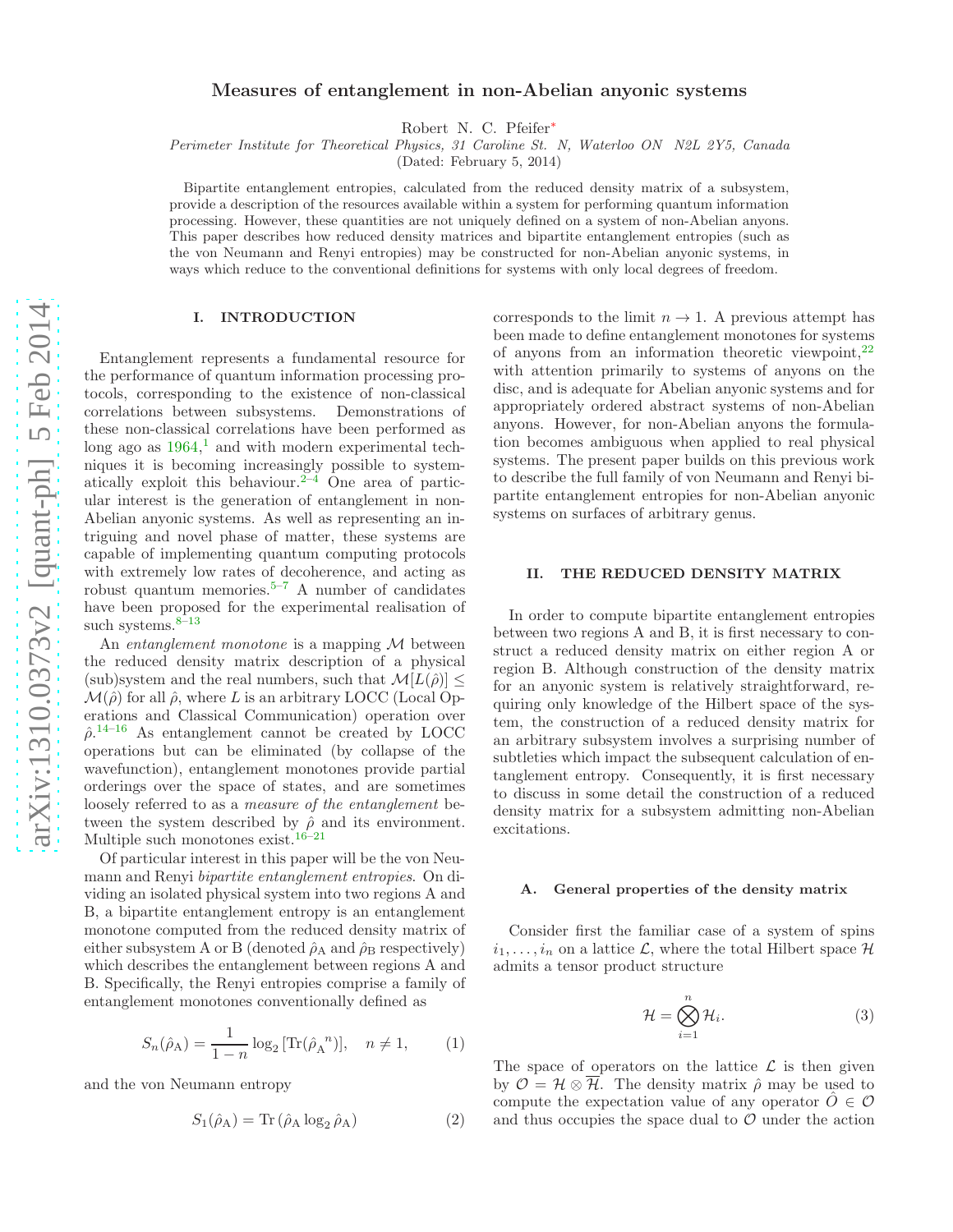# Measures of entanglement in non-Abelian anyonic systems

Robert N. C. Pfeifer*

*Perimeter Institute for Theoretical Physics, 31 Caroline St. N, Waterloo ON N2L 2Y5, Canada*

(Dated: February 5, 2014)

Bipartite entanglement entropies, calculated from the reduced density matrix of a subsystem, provide a description of the resources available within a system for performing quantum information processing. However, these quantities are not uniquely defined on a system of non-Abelian anyons. This paper describes how reduced density matrices and bipartite entanglement entropies (such as the von Neumann and Renyi entropies) may be constructed for non-Abelian anyonic systems, in ways which reduce to the conventional definitions for systems with only local degrees of freedom.

## I. INTRODUCTION

Entanglement represents a fundamental resource for the performance of quantum information processing protocols, corresponding to the existence of non-classical correlations between subsystems. Demonstrations of these non-classical correlations have been performed as long ago as 1964,[1] and with modern experimental techniques it is becoming increasingly possible to systematically exploit this behaviour.[2–4] One area of particular interest is the generation of entanglement in non-Abelian anyonic systems. As well as representing an intriguing and novel phase of matter, these systems are capable of implementing quantum computing protocols with extremely low rates of decoherence, and acting as robust quantum memories.[5–7] A number of candidates have been proposed for the experimental realisation of such systems.[8–13]

An *entanglement monotone* is a mapping $\mathcal{M}$ between the reduced density matrix description of a physical (sub)system and the real numbers, such that $\mathcal{M}[L(\hat{\rho})] \leq \mathcal{M}(\hat{\rho})$ for all $\hat{\rho}$, where $L$ is an arbitrary LOCC (Local Operations and Classical Communication) operation over $\hat{\rho}$.[14–16] As entanglement cannot be created by LOCC operations but can be eliminated (by collapse of the wavefunction), entanglement monotones provide partial orderings over the space of states, and are sometimes loosely referred to as a *measure of the entanglement* between the system described by $\hat{\rho}$ and its environment. Multiple such monotones exist.[16–21]

Of particular interest in this paper will be the von Neumann and Renyi *bipartite entanglement entropies*. On dividing an isolated physical system into two regions A and B, a bipartite entanglement entropy is an entanglement monotone computed from the reduced density matrix of either subsystem A or B (denoted $\hat{\rho}_\text{A}$ and $\hat{\rho}_\text{B}$ respectively) which describes the entanglement between regions A and B. Specifically, the Renyi entropies comprise a family of entanglement monotones conventionally defined as

$$S_n(\hat{\rho}_\text{A}) = \frac{1}{1-n}\log_2\left[\text{Tr}({\hat{\rho}_\text{A}}^n)\right], \quad n \neq 1, \tag{1}$$

and the von Neumann entropy

$$S_1(\hat{\rho}_\text{A}) = \text{Tr}\left(\hat{\rho}_\text{A}\log_2\hat{\rho}_\text{A}\right) \tag{2}$$

corresponds to the limit $n \to 1$. A previous attempt has been made to define entanglement monotones for systems of anyons from an information theoretic viewpoint,[22] with attention primarily to systems of anyons on the disc, and is adequate for Abelian anyonic systems and for appropriately ordered abstract systems of non-Abelian anyons. However, for non-Abelian anyons the formulation becomes ambiguous when applied to real physical systems. The present paper builds on this previous work to describe the full family of von Neumann and Renyi bipartite entanglement entropies for non-Abelian anyonic systems on surfaces of arbitrary genus.

## II. THE REDUCED DENSITY MATRIX

In order to compute bipartite entanglement entropies between two regions A and B, it is first necessary to construct a reduced density matrix on either region A or region B. Although construction of the density matrix for an anyonic system is relatively straightforward, requiring only knowledge of the Hilbert space of the system, the construction of a reduced density matrix for an arbitrary subsystem involves a surprising number of subtleties which impact the subsequent calculation of entanglement entropy. Consequently, it is first necessary to discuss in some detail the construction of a reduced density matrix for a subsystem admitting non-Abelian excitations.

### A. General properties of the density matrix

Consider first the familiar case of a system of spins $i_1, \ldots, i_n$ on a lattice $\mathcal{L}$, where the total Hilbert space $\mathcal{H}$ admits a tensor product structure

$$\mathcal{H} = \bigotimes_{i=1}^{n}\mathcal{H}_i. \tag{3}$$

The space of operators on the lattice $\mathcal{L}$ is then given by $\mathcal{O} = \mathcal{H} \otimes \overline{\mathcal{H}}$. The density matrix $\hat{\rho}$ may be used to compute the expectation value of any operator $\hat{O} \in \mathcal{O}$ and thus occupies the space dual to $\mathcal{O}$ under the action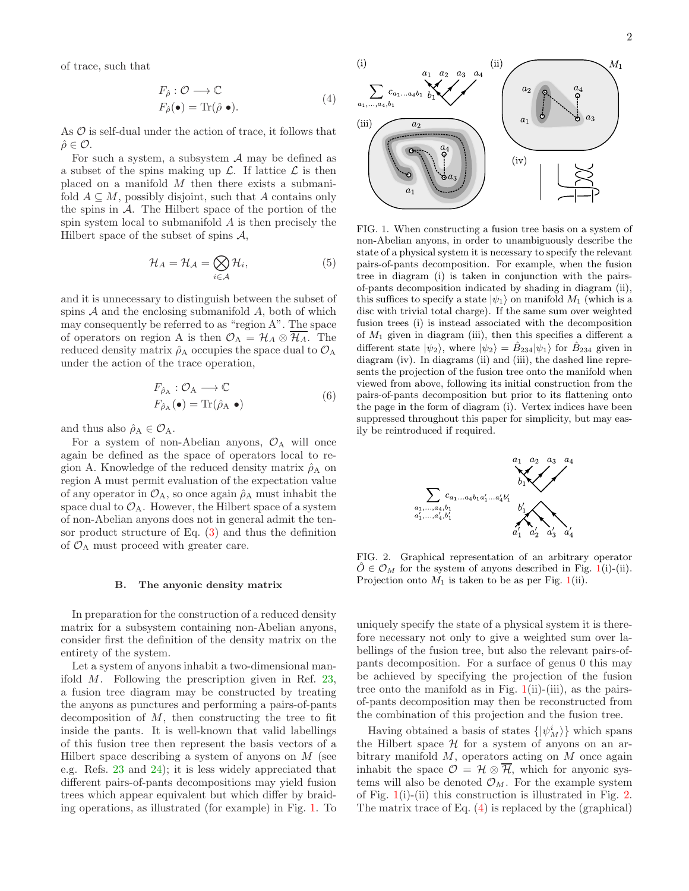of trace, such that

$$
\begin{aligned}
F_{\hat{\rho}} &: \mathcal{O} \longrightarrow \mathbb{C} \\
F_{\hat{\rho}}(\bullet) &= \mathrm{Tr}(\hat{\rho}\ \bullet).
\end{aligned}
\tag{4}
$$

As $\mathcal{O}$ is self-dual under the action of trace, it follows that $\hat{\rho} \in \mathcal{O}$.

For such a system, a subsystem $\mathcal{A}$ may be defined as a subset of the spins making up $\mathcal{L}$. If lattice $\mathcal{L}$ is then placed on a manifold $M$ then there exists a submanifold $A \subseteq M$, possibly disjoint, such that $A$ contains only the spins in $\mathcal{A}$. The Hilbert space of the portion of the spin system local to submanifold $A$ is then precisely the Hilbert space of the subset of spins $\mathcal{A}$,

$$
\mathcal{H}_A = \mathcal{H}_{\mathcal{A}} = \bigotimes_{i\in\mathcal{A}} \mathcal{H}_i, \tag{5}
$$

and it is unnecessary to distinguish between the subset of spins $\mathcal{A}$ and the enclosing submanifold $A$, both of which may consequently be referred to as "region A". The space of operators on region A is then $\mathcal{O}_\mathrm{A} = \mathcal{H}_A \otimes \overline{\mathcal{H}_A}$. The reduced density matrix $\hat{\rho}_\mathrm{A}$ occupies the space dual to $\mathcal{O}_\mathrm{A}$ under the action of the trace operation,

$$
\begin{aligned}
F_{\hat{\rho}_\mathrm{A}} &: \mathcal{O}_\mathrm{A} \longrightarrow \mathbb{C} \\
F_{\hat{\rho}_\mathrm{A}}(\bullet) &= \mathrm{Tr}(\hat{\rho}_\mathrm{A}\ \bullet)
\end{aligned}
\tag{6}
$$

and thus also $\hat{\rho}_\mathrm{A} \in \mathcal{O}_\mathrm{A}$.

For a system of non-Abelian anyons, $\mathcal{O}_\mathrm{A}$ will once again be defined as the space of operators local to region A. Knowledge of the reduced density matrix $\hat{\rho}_\mathrm{A}$ on region A must permit evaluation of the expectation value of any operator in $\mathcal{O}_\mathrm{A}$, so once again $\hat{\rho}_\mathrm{A}$ must inhabit the space dual to $\mathcal{O}_\mathrm{A}$. However, the Hilbert space of a system of non-Abelian anyons does not in general admit the tensor product structure of Eq. (3) and thus the definition of $\mathcal{O}_\mathrm{A}$ must proceed with greater care.

### B. The anyonic density matrix

In preparation for the construction of a reduced density matrix for a subsystem containing non-Abelian anyons, consider first the definition of the density matrix on the entirety of the system.

Let a system of anyons inhabit a two-dimensional manifold $M$. Following the prescription given in Ref. 23, a fusion tree diagram may be constructed by treating the anyons as punctures and performing a pairs-of-pants decomposition of $M$, then constructing the tree to fit inside the pants. It is well-known that valid labellings of this fusion tree then represent the basis vectors of a Hilbert space describing a system of anyons on $M$ (see e.g. Refs. 23 and 24); it is less widely appreciated that different pairs-of-pants decompositions may yield fusion trees which appear equivalent but which differ by braiding operations, as illustrated (for example) in Fig. 1. To uniquely specify the state of a physical system it is therefore necessary not only to give a weighted sum over labellings of the fusion tree, but also the relevant pairs-of-pants decomposition. For a surface of genus 0 this may be achieved by specifying the projection of the fusion tree onto the manifold as in Fig. 1(ii)-(iii), as the pairs-of-pants decomposition may then be reconstructed from the combination of this projection and the fusion tree.

FIG. 1. When constructing a fusion tree basis on a system of non-Abelian anyons, in order to unambiguously describe the state of a physical system it is necessary to specify the relevant pairs-of-pants decomposition. For example, when the fusion tree in diagram (i) is taken in conjunction with the pairs-of-pants decomposition indicated by shading in diagram (ii), this suffices to specify a state $|\psi_1\rangle$ on manifold $M_1$ (which is a disc with trivial total charge). If the same sum over weighted fusion trees (i) is instead associated with the decomposition of $M_1$ given in diagram (iii), then this specifies a different state $|\psi_2\rangle$, where $|\psi_2\rangle = \hat{B}_{234}|\psi_1\rangle$ for $\hat{B}_{234}$ given in diagram (iv). In diagrams (ii) and (iii), the dashed line represents the projection of the fusion tree onto the manifold when viewed from above, following its initial construction from the pairs-of-pants decomposition but prior to its flattening onto the page in the form of diagram (i). Vertex indices have been suppressed throughout this paper for simplicity, but may easily be reintroduced if required.

FIG. 2. Graphical representation of an arbitrary operator $\hat{O} \in \mathcal{O}_M$ for the system of anyons described in Fig. 1(i)-(ii). Projection onto $M_1$ is taken to be as per Fig. 1(ii).

Having obtained a basis of states $\{|\psi_M^i\rangle\}$ which spans the Hilbert space $\mathcal{H}$ for a system of anyons on an arbitrary manifold $M$, operators acting on $M$ once again inhabit the space $\mathcal{O} = \mathcal{H} \otimes \overline{\mathcal{H}}$, which for anyonic systems will also be denoted $\mathcal{O}_M$. For the example system of Fig. 1(i)-(ii) this construction is illustrated in Fig. 2. The matrix trace of Eq. (4) is replaced by the (graphical)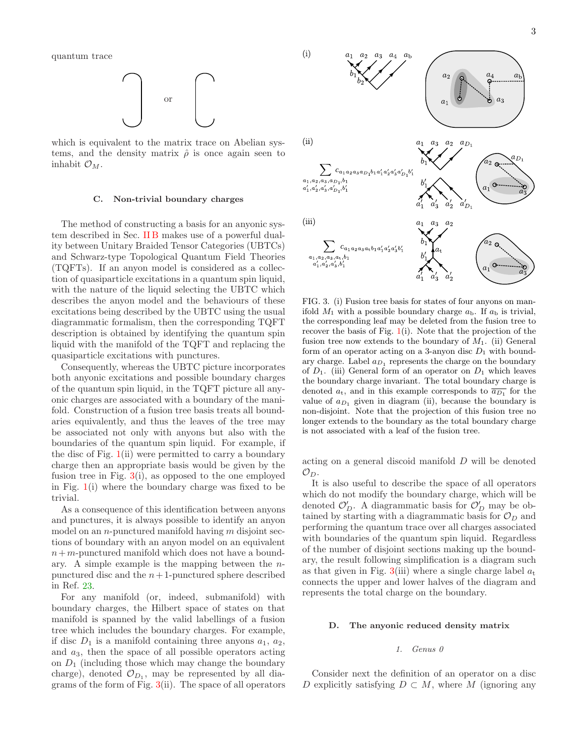quantum trace

or

which is equivalent to the matrix trace on Abelian systems, and the density matrix $\hat{\rho}$ is once again seen to inhabit $\mathcal{O}_M$.

### C. Non-trivial boundary charges

The method of constructing a basis for an anyonic system described in Sec. II B makes use of a powerful duality between Unitary Braided Tensor Categories (UBTCs) and Schwarz-type Topological Quantum Field Theories (TQFTs). If an anyon model is considered as a collection of quasiparticle excitations in a quantum spin liquid, with the nature of the liquid selecting the UBTC which describes the anyon model and the behaviours of these excitations being described by the UBTC using the usual diagrammatic formalism, then the corresponding TQFT description is obtained by identifying the quantum spin liquid with the manifold of the TQFT and replacing the quasiparticle excitations with punctures.

Consequently, whereas the UBTC picture incorporates both anyonic excitations and possible boundary charges of the quantum spin liquid, in the TQFT picture all anyonic charges are associated with a boundary of the manifold. Construction of a fusion tree basis treats all boundaries equivalently, and thus the leaves of the tree may be associated not only with anyons but also with the boundaries of the quantum spin liquid. For example, if the disc of Fig. 1(ii) were permitted to carry a boundary charge then an appropriate basis would be given by the fusion tree in Fig. 3(i), as opposed to the one employed in Fig. 1(i) where the boundary charge was fixed to be trivial.

As a consequence of this identification between anyons and punctures, it is always possible to identify an anyon model on an $n$-punctured manifold having $m$ disjoint sections of boundary with an anyon model on an equivalent $n+m$-punctured manifold which does not have a boundary. A simple example is the mapping between the $n$-punctured disc and the $n+1$-punctured sphere described in Ref. 23.

For any manifold (or, indeed, submanifold) with boundary charges, the Hilbert space of states on that manifold is spanned by the valid labellings of a fusion tree which includes the boundary charges. For example, if disc $D_1$ is a manifold containing three anyons $a_1$, $a_2$, and $a_3$, then the space of all possible operators acting on $D_1$ (including those which may change the boundary charge), denoted $\mathcal{O}_{D_1}$, may be represented by all diagrams of the form of Fig. 3(ii). The space of all operators acting on a general discoid manifold $D$ will be denoted $\mathcal{O}_D$.

It is also useful to describe the space of all operators which do not modify the boundary charge, which will be denoted $\mathcal{O}'_D$. A diagrammatic basis for $\mathcal{O}'_D$ may be obtained by starting with a diagrammatic basis for $\mathcal{O}_D$ and performing the quantum trace over all charges associated with boundaries of the quantum spin liquid. Regardless of the number of disjoint sections making up the boundary, the result following simplification is a diagram such as that given in Fig. 3(iii) where a single charge label $a_\mathrm{t}$ connects the upper and lower halves of the diagram and represents the total charge on the boundary.

(i) $a_1$ $a_2$ $a_3$ $a_4$ $a_\mathrm{b}$ $b_1$ $b_2$

(ii) $\sum_{\substack{a_1,a_2,a_3,a_{D_1},b_1\\ a'_1,a'_2,a'_3,a'_{D_1},b'_1}} c_{a_1 a_2 a_3 a_{D_1} b_1 a'_1 a'_2 a'_3 a'_{D_1} b'_1}$

(iii) $\sum_{\substack{a_1,a_2,a_3,a_\mathrm{t},b_1\\ a'_1,a'_2,a'_3,b'_1}} c_{a_1 a_2 a_3 a_\mathrm{t} b_1 a'_1 a'_2 a'_3 b'_1}$

FIG. 3. (i) Fusion tree basis for states of four anyons on manifold $M_1$ with a possible boundary charge $a_\mathrm{b}$. If $a_\mathrm{b}$ is trivial, the corresponding leaf may be deleted from the fusion tree to recover the basis of Fig. 1(i). Note that the projection of the fusion tree now extends to the boundary of $M_1$. (ii) General form of an operator acting on a 3-anyon disc $D_1$ with boundary charge. Label $a_{D_1}$ represents the charge on the boundary of $D_1$. (iii) General form of an operator on $D_1$ which leaves the boundary charge invariant. The total boundary charge is denoted $a_\mathrm{t}$, and in this example corresponds to $\overline{a_{D_1}}$ for the value of $a_{D_1}$ given in diagram (ii), because the boundary is non-disjoint. Note that the projection of this fusion tree no longer extends to the boundary as the total boundary charge is not associated with a leaf of the fusion tree.

### D. The anyonic reduced density matrix

#### 1. Genus 0

Consider next the definition of an operator on a disc $D$ explicitly satisfying $D \subset M$, where $M$ (ignoring any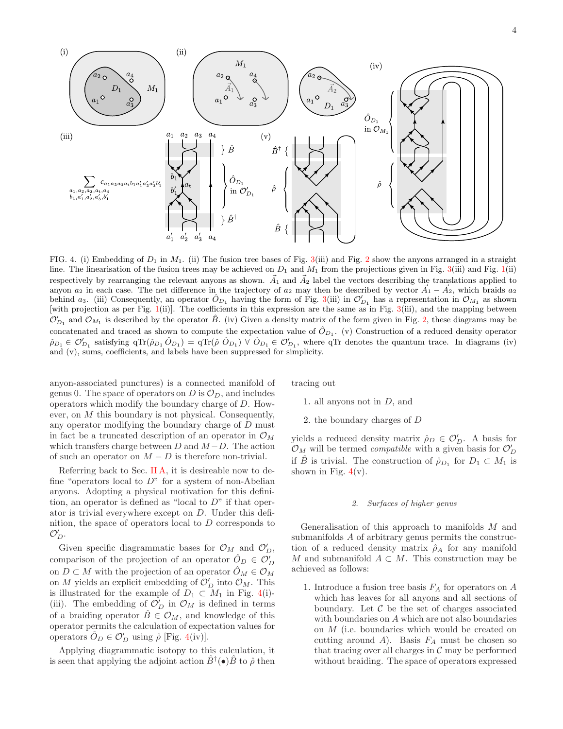FIG. 4. (i) Embedding of $D_1$ in $M_1$. (ii) The fusion tree bases of Fig. 3(iii) and Fig. 2 show the anyons arranged in a straight line. The linearisation of the fusion trees may be achieved on $D_1$ and $M_1$ from the projections given in Fig. 3(iii) and Fig. 1(ii) respectively by rearranging the relevant anyons as shown. $\vec{A}_1$ and $\vec{A}_2$ label the vectors describing the translations applied to anyon $a_2$ in each case. The net difference in the trajectory of $a_2$ may then be described by vector $\vec{A}_1 - \vec{A}_2$, which braids $a_2$ behind $a_3$. (iii) Consequently, an operator $\hat{O}_{D_1}$ having the form of Fig. 3(iii) in $\mathcal{O}'_{D_1}$ has a representation in $\mathcal{O}_{M_1}$ as shown [with projection as per Fig. 1(ii)]. The coefficients in this expression are the same as in Fig. 3(iii), and the mapping between $\mathcal{O}'_{D_1}$ and $\mathcal{O}_{M_1}$ is described by the operator $\hat{B}$. (iv) Given a density matrix of the form given in Fig. 2, these diagrams may be concatenated and traced as shown to compute the expectation value of $\hat{O}_{D_1}$. (v) Construction of a reduced density operator $\hat{\rho}_{D_1} \in \mathcal{O}'_{D_1}$ satisfying $\mathrm{qTr}(\hat{\rho}_{D_1}\, \hat{O}_{D_1}) = \mathrm{qTr}(\hat{\rho}\; \hat{O}_{D_1})\ \forall\ \hat{O}_{D_1} \in \mathcal{O}'_{D_1}$, where qTr denotes the quantum trace. In diagrams (iv) and (v), sums, coefficients, and labels have been suppressed for simplicity.

anyon-associated punctures) is a connected manifold of genus 0. The space of operators on $D$ is $\mathcal{O}_D$, and includes operators which modify the boundary charge of $D$. However, on $M$ this boundary is not physical. Consequently, any operator modifying the boundary charge of $D$ must in fact be a truncated description of an operator in $\mathcal{O}_M$ which transfers charge between $D$ and $M-D$. The action of such an operator on $M-D$ is therefore non-trivial.

Referring back to Sec. II A, it is desireable now to define "operators local to $D$" for a system of non-Abelian anyons. Adopting a physical motivation for this definition, an operator is defined as "local to $D$" if that operator is trivial everywhere except on $D$. Under this definition, the space of operators local to $D$ corresponds to $\mathcal{O}'_D$.

Given specific diagrammatic bases for $\mathcal{O}_M$ and $\mathcal{O}'_D$, comparison of the projection of an operator $\hat{O}_D \in \mathcal{O}'_D$ on $D \subset M$ with the projection of an operator $\hat{O}_M \in \mathcal{O}_M$ on $M$ yields an explicit embedding of $\mathcal{O}'_D$ into $\mathcal{O}_M$. This is illustrated for the example of $D_1 \subset M_1$ in Fig. 4(i)-(iii). The embedding of $\mathcal{O}'_D$ in $\mathcal{O}_M$ is defined in terms of a braiding operator $\hat{B} \in \mathcal{O}_M$, and knowledge of this operator permits the calculation of expectation values for operators $\hat{O}_D \in \mathcal{O}'_D$ using $\hat{\rho}$ [Fig. 4(iv)].

Applying diagrammatic isotopy to this calculation, it is seen that applying the adjoint action $\hat{B}^\dagger(\bullet)\hat{B}$ to $\hat{\rho}$ then tracing out

1. all anyons not in $D$, and
2. the boundary charges of $D$

yields a reduced density matrix $\hat{\rho}_D \in \mathcal{O}'_D$. A basis for $\mathcal{O}_M$ will be termed *compatible* with a given basis for $\mathcal{O}'_D$ if $\hat{B}$ is trivial. The construction of $\hat{\rho}_{D_1}$ for $D_1 \subset M_1$ is shown in Fig. 4(v).

#### 2. Surfaces of higher genus

Generalisation of this approach to manifolds $M$ and submanifolds $A$ of arbitrary genus permits the construction of a reduced density matrix $\hat{\rho}_A$ for any manifold $M$ and submanifold $A \subset M$. This construction may be achieved as follows:

1. Introduce a fusion tree basis $F_A$ for operators on $A$ which has leaves for all anyons and all sections of boundary. Let $\mathcal{C}$ be the set of charges associated with boundaries on $A$ which are not also boundaries on $M$ (i.e. boundaries which would be created on cutting around $A$). Basis $F_A$ must be chosen so that tracing over all charges in $\mathcal{C}$ may be performed without braiding. The space of operators expressed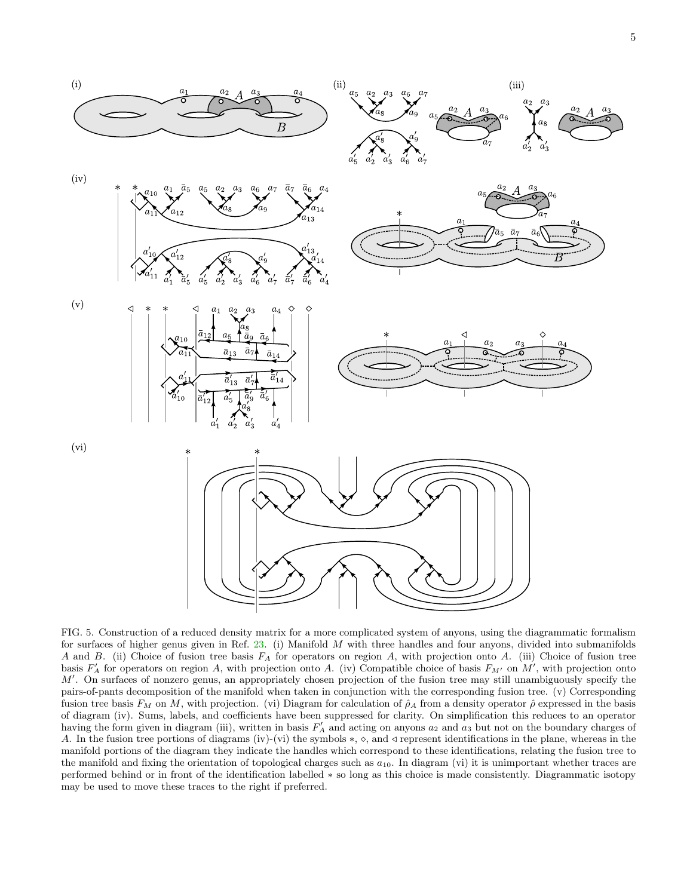FIG. 5. Construction of a reduced density matrix for a more complicated system of anyons, using the diagrammatic formalism for surfaces of higher genus given in Ref. 23. (i) Manifold $M$ with three handles and four anyons, divided into submanifolds $A$ and $B$. (ii) Choice of fusion tree basis $F_A$ for operators on region $A$, with projection onto $A$. (iii) Choice of fusion tree basis $F'_A$ for operators on region $A$, with projection onto $A$. (iv) Compatible choice of basis $F_{M'}$ on $M'$, with projection onto $M'$. On surfaces of nonzero genus, an appropriately chosen projection of the fusion tree may still unambiguously specify the pairs-of-pants decomposition of the manifold when taken in conjunction with the corresponding fusion tree. (v) Corresponding fusion tree basis $F_M$ on $M$, with projection. (vi) Diagram for calculation of $\hat{\rho}_A$ from a density operator $\hat{\rho}$ expressed in the basis of diagram (iv). Sums, labels, and coefficients have been suppressed for clarity. On simplification this reduces to an operator having the form given in diagram (iii), written in basis $F'_A$ and acting on anyons $a_2$ and $a_3$ but not on the boundary charges of $A$. In the fusion tree portions of diagrams (iv)-(vi) the symbols $*$, $\diamond$, and $\triangleleft$ represent identifications in the plane, whereas in the manifold portions of the diagram they indicate the handles which correspond to these identifications, relating the fusion tree to the manifold and fixing the orientation of topological charges such as $a_{10}$. In diagram (vi) it is unimportant whether traces are performed behind or in front of the identification labelled $*$ so long as this choice is made consistently. Diagrammatic isotopy may be used to move these traces to the right if preferred.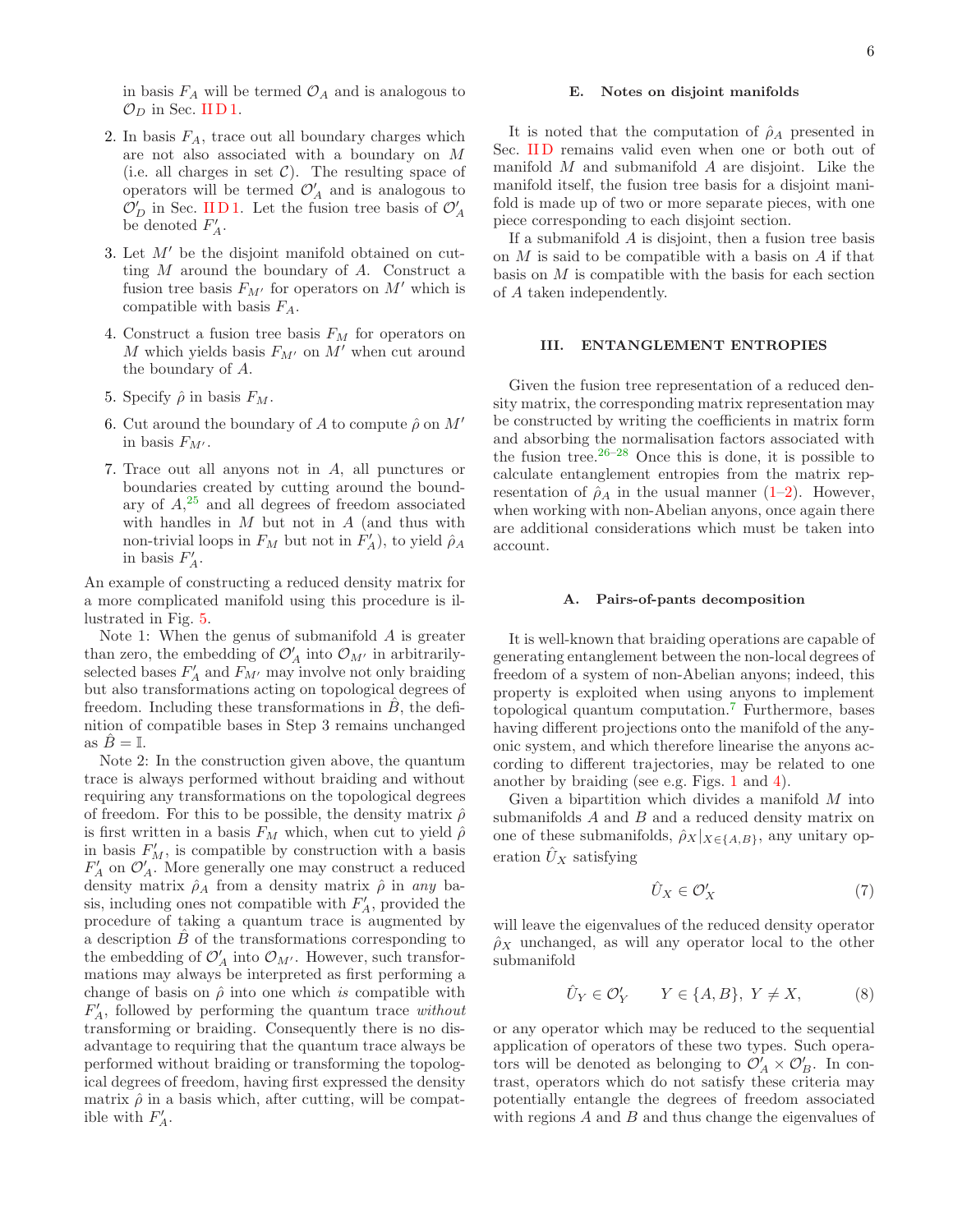in basis $F_A$ will be termed $\mathcal{O}_A$ and is analogous to $\mathcal{O}_D$ in Sec. II D 1.

2. In basis $F_A$, trace out all boundary charges which are not also associated with a boundary on $M$ (i.e. all charges in set $\mathcal{C}$). The resulting space of operators will be termed $\mathcal{O}'_A$ and is analogous to $\mathcal{O}'_D$ in Sec. II D 1. Let the fusion tree basis of $\mathcal{O}'_A$ be denoted $F'_A$.

3. Let $M'$ be the disjoint manifold obtained on cutting $M$ around the boundary of $A$. Construct a fusion tree basis $F_{M'}$ for operators on $M'$ which is compatible with basis $F_A$.

4. Construct a fusion tree basis $F_M$ for operators on $M$ which yields basis $F_{M'}$ on $M'$ when cut around the boundary of $A$.

5. Specify $\hat{\rho}$ in basis $F_M$.

6. Cut around the boundary of $A$ to compute $\hat{\rho}$ on $M'$ in basis $F_{M'}$.

7. Trace out all anyons not in $A$, all punctures or boundaries created by cutting around the boundary of $A$,[25] and all degrees of freedom associated with handles in $M$ but not in $A$ (and thus with non-trivial loops in $F_M$ but not in $F'_A$), to yield $\hat{\rho}_A$ in basis $F'_A$.

An example of constructing a reduced density matrix for a more complicated manifold using this procedure is illustrated in Fig. 5.

Note 1: When the genus of submanifold $A$ is greater than zero, the embedding of $\mathcal{O}'_A$ into $\mathcal{O}_{M'}$ in arbitrarily-selected bases $F'_A$ and $F_{M'}$ may involve not only braiding but also transformations acting on topological degrees of freedom. Including these transformations in $\hat{B}$, the definition of compatible bases in Step 3 remains unchanged as $\hat{B} = \mathbb{I}$.

Note 2: In the construction given above, the quantum trace is always performed without braiding and without requiring any transformations on the topological degrees of freedom. For this to be possible, the density matrix $\hat{\rho}$ is first written in a basis $F_M$ which, when cut to yield $\hat{\rho}$ in basis $F'_M$, is compatible by construction with a basis $F'_A$ on $\mathcal{O}'_A$. More generally one may construct a reduced density matrix $\hat{\rho}_A$ from a density matrix $\hat{\rho}$ in *any* basis, including ones not compatible with $F'_A$, provided the procedure of taking a quantum trace is augmented by a description $\hat{B}$ of the transformations corresponding to the embedding of $\mathcal{O}'_A$ into $\mathcal{O}_{M'}$. However, such transformations may always be interpreted as first performing a change of basis on $\hat{\rho}$ into one which *is* compatible with $F'_A$, followed by performing the quantum trace *without* transforming or braiding. Consequently there is no disadvantage to requiring that the quantum trace always be performed without braiding or transforming the topological degrees of freedom, having first expressed the density matrix $\hat{\rho}$ in a basis which, after cutting, will be compatible with $F'_A$.

### E. Notes on disjoint manifolds

It is noted that the computation of $\hat{\rho}_A$ presented in Sec. II D remains valid even when one or both out of manifold $M$ and submanifold $A$ are disjoint. Like the manifold itself, the fusion tree basis for a disjoint manifold is made up of two or more separate pieces, with one piece corresponding to each disjoint section.

If a submanifold $A$ is disjoint, then a fusion tree basis on $M$ is said to be compatible with a basis on $A$ if that basis on $M$ is compatible with the basis for each section of $A$ taken independently.

## III. ENTANGLEMENT ENTROPIES

Given the fusion tree representation of a reduced density matrix, the corresponding matrix representation may be constructed by writing the coefficients in matrix form and absorbing the normalisation factors associated with the fusion tree.[26–28] Once this is done, it is possible to calculate entanglement entropies from the matrix representation of $\hat{\rho}_A$ in the usual manner (1–2). However, when working with non-Abelian anyons, once again there are additional considerations which must be taken into account.

### A. Pairs-of-pants decomposition

It is well-known that braiding operations are capable of generating entanglement between the non-local degrees of freedom of a system of non-Abelian anyons; indeed, this property is exploited when using anyons to implement topological quantum computation.[7] Furthermore, bases having different projections onto the manifold of the anyonic system, and which therefore linearise the anyons according to different trajectories, may be related to one another by braiding (see e.g. Figs. 1 and 4).

Given a bipartition which divides a manifold $M$ into submanifolds $A$ and $B$ and a reduced density matrix on one of these submanifolds, $\hat{\rho}_X|_{X\in\{A,B\}}$, any unitary operation $\hat{U}_X$ satisfying

$$\hat{U}_X \in \mathcal{O}'_X \tag{7}$$

will leave the eigenvalues of the reduced density operator $\hat{\rho}_X$ unchanged, as will any operator local to the other submanifold

$$\hat{U}_Y \in \mathcal{O}'_Y \qquad Y \in \{A, B\},\ Y \neq X, \tag{8}$$

or any operator which may be reduced to the sequential application of operators of these two types. Such operators will be denoted as belonging to $\mathcal{O}'_A \times \mathcal{O}'_B$. In contrast, operators which do not satisfy these criteria may potentially entangle the degrees of freedom associated with regions $A$ and $B$ and thus change the eigenvalues of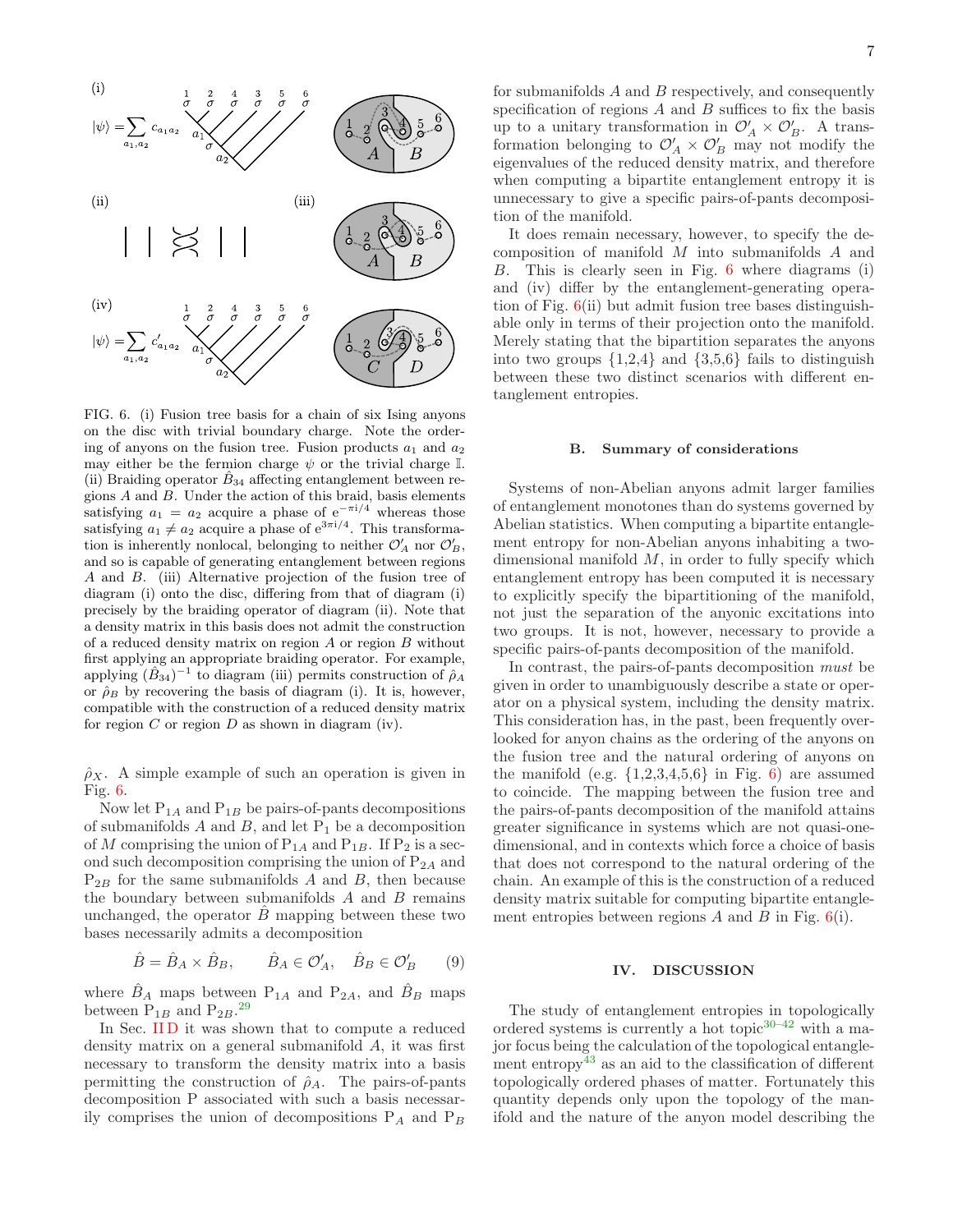FIG. 6. (i) Fusion tree basis for a chain of six Ising anyons on the disc with trivial boundary charge. Note the ordering of anyons on the fusion tree. Fusion products $a_1$ and $a_2$ may either be the fermion charge $\psi$ or the trivial charge $\mathbb{I}$. (ii) Braiding operator $\hat{B}_{34}$ affecting entanglement between regions $A$ and $B$. Under the action of this braid, basis elements satisfying $a_1 = a_2$ acquire a phase of $e^{-\pi i/4}$ whereas those satisfying $a_1 \neq a_2$ acquire a phase of $e^{3\pi i/4}$. This transformation is inherently nonlocal, belonging to neither $\mathcal{O}'_A$ nor $\mathcal{O}'_B$, and so is capable of generating entanglement between regions $A$ and $B$. (iii) Alternative projection of the fusion tree of diagram (i) onto the disc, differing from that of diagram (i) precisely by the braiding operator of diagram (ii). Note that a density matrix in this basis does not admit the construction of a reduced density matrix on region $A$ or region $B$ without first applying an appropriate braiding operator. For example, applying $(\hat{B}_{34})^{-1}$ to diagram (iii) permits construction of $\hat{\rho}_A$ or $\hat{\rho}_B$ by recovering the basis of diagram (i). It is, however, compatible with the construction of a reduced density matrix for region $C$ or region $D$ as shown in diagram (iv).

$\hat{\rho}_X$. A simple example of such an operation is given in Fig. 6.

Now let $\mathrm{P}_{1A}$ and $\mathrm{P}_{1B}$ be pairs-of-pants decompositions of submanifolds $A$ and $B$, and let $\mathrm{P}_1$ be a decomposition of $M$ comprising the union of $\mathrm{P}_{1A}$ and $\mathrm{P}_{1B}$. If $\mathrm{P}_2$ is a second such decomposition comprising the union of $\mathrm{P}_{2A}$ and $\mathrm{P}_{2B}$ for the same submanifolds $A$ and $B$, then because the boundary between submanifolds $A$ and $B$ remains unchanged, the operator $\hat{B}$ mapping between these two bases necessarily admits a decomposition

$$\hat{B} = \hat{B}_A \times \hat{B}_B, \qquad \hat{B}_A \in \mathcal{O}'_A, \quad \hat{B}_B \in \mathcal{O}'_B \tag{9}$$

where $\hat{B}_A$ maps between $\mathrm{P}_{1A}$ and $\mathrm{P}_{2A}$, and $\hat{B}_B$ maps between $\mathrm{P}_{1B}$ and $\mathrm{P}_{2B}$.[29]

In Sec. II D it was shown that to compute a reduced density matrix on a general submanifold $A$, it was first necessary to transform the density matrix into a basis permitting the construction of $\hat{\rho}_A$. The pairs-of-pants decomposition P associated with such a basis necessarily comprises the union of decompositions $\mathrm{P}_A$ and $\mathrm{P}_B$ for submanifolds $A$ and $B$ respectively, and consequently specification of regions $A$ and $B$ suffices to fix the basis up to a unitary transformation in $\mathcal{O}'_A \times \mathcal{O}'_B$. A transformation belonging to $\mathcal{O}'_A \times \mathcal{O}'_B$ may not modify the eigenvalues of the reduced density matrix, and therefore when computing a bipartite entanglement entropy it is unnecessary to give a specific pairs-of-pants decomposition of the manifold.

It does remain necessary, however, to specify the decomposition of manifold $M$ into submanifolds $A$ and $B$. This is clearly seen in Fig. 6 where diagrams (i) and (iv) differ by the entanglement-generating operation of Fig. 6(ii) but admit fusion tree bases distinguishable only in terms of their projection onto the manifold. Merely stating that the bipartition separates the anyons into two groups {1,2,4} and {3,5,6} fails to distinguish between these two distinct scenarios with different entanglement entropies.

### B. Summary of considerations

Systems of non-Abelian anyons admit larger families of entanglement monotones than do systems governed by Abelian statistics. When computing a bipartite entanglement entropy for non-Abelian anyons inhabiting a two-dimensional manifold $M$, in order to fully specify which entanglement entropy has been computed it is necessary to explicitly specify the bipartitioning of the manifold, not just the separation of the anyonic excitations into two groups. It is not, however, necessary to provide a specific pairs-of-pants decomposition of the manifold.

In contrast, the pairs-of-pants decomposition *must* be given in order to unambiguously describe a state or operator on a physical system, including the density matrix. This consideration has, in the past, been frequently overlooked for anyon chains as the ordering of the anyons on the fusion tree and the natural ordering of anyons on the manifold (e.g. {1,2,3,4,5,6} in Fig. 6) are assumed to coincide. The mapping between the fusion tree and the pairs-of-pants decomposition of the manifold attains greater significance in systems which are not quasi-one-dimensional, and in contexts which force a choice of basis that does not correspond to the natural ordering of the chain. An example of this is the construction of a reduced density matrix suitable for computing bipartite entanglement entropies between regions $A$ and $B$ in Fig. 6(i).

## IV. DISCUSSION

The study of entanglement entropies in topologically ordered systems is currently a hot topic[30–42] with a major focus being the calculation of the topological entanglement entropy[43] as an aid to the classification of different topologically ordered phases of matter. Fortunately this quantity depends only upon the topology of the manifold and the nature of the anyon model describing the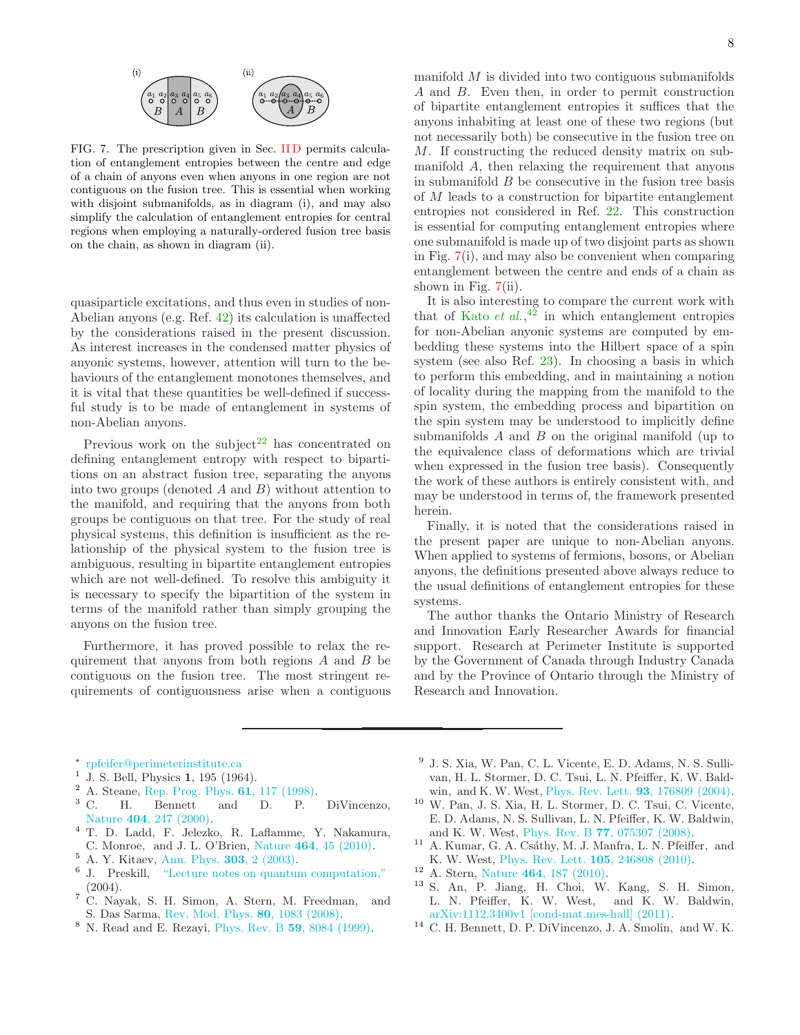(i) 

$a_1$ $a_2$ $a_3$ $a_4$ $a_5$ $a_6$

$B$ $A$ $B$

(ii)

$a_1$ $a_2$ $a_3$ $a_4$ $a_5$ $a_6$

$A$ $B$

FIG. 7. The prescription given in Sec. II D permits calculation of entanglement entropies between the centre and edge of a chain of anyons even when anyons in one region are not contiguous on the fusion tree. This is essential when working with disjoint submanifolds, as in diagram (i), and may also simplify the calculation of entanglement entropies for central regions when employing a naturally-ordered fusion tree basis on the chain, as shown in diagram (ii).

quasiparticle excitations, and thus even in studies of non-Abelian anyons (e.g. Ref. 42) its calculation is unaffected by the considerations raised in the present discussion. As interest increases in the condensed matter physics of anyonic systems, however, attention will turn to the behaviours of the entanglement monotones themselves, and it is vital that these quantities be well-defined if successful study is to be made of entanglement in systems of non-Abelian anyons.

Previous work on the subject[22] has concentrated on defining entanglement entropy with respect to bipartitions on an abstract fusion tree, separating the anyons into two groups (denoted $A$ and $B$) without attention to the manifold, and requiring that the anyons from both groups be contiguous on that tree. For the study of real physical systems, this definition is insufficient as the relationship of the physical system to the fusion tree is ambiguous, resulting in bipartite entanglement entropies which are not well-defined. To resolve this ambiguity it is necessary to specify the bipartition of the system in terms of the manifold rather than simply grouping the anyons on the fusion tree.

Furthermore, it has proved possible to relax the requirement that anyons from both regions $A$ and $B$ be contiguous on the fusion tree. The most stringent requirements of contiguousness arise when a contiguous manifold $M$ is divided into two contiguous submanifolds $A$ and $B$. Even then, in order to permit construction of bipartite entanglement entropies it suffices that the anyons inhabiting at least one of these two regions (but not necessarily both) be consecutive in the fusion tree on $M$. If constructing the reduced density matrix on submanifold $A$, then relaxing the requirement that anyons in submanifold $B$ be consecutive in the fusion tree basis of $M$ leads to a construction for bipartite entanglement entropies not considered in Ref. 22. This construction is essential for computing entanglement entropies where one submanifold is made up of two disjoint parts as shown in Fig. 7(i), and may also be convenient when comparing entanglement between the centre and ends of a chain as shown in Fig. 7(ii).

It is also interesting to compare the current work with that of Kato *et al.*,[42] in which entanglement entropies for non-Abelian anyonic systems are computed by embedding these systems into the Hilbert space of a spin system (see also Ref. 23). In choosing a basis in which to perform this embedding, and in maintaining a notion of locality during the mapping from the manifold to the spin system, the embedding process and bipartition on the spin system may be understood to implicitly define submanifolds $A$ and $B$ on the original manifold (up to the equivalence class of deformations which are trivial when expressed in the fusion tree basis). Consequently the work of these authors is entirely consistent with, and may be understood in terms of, the framework presented herein.

Finally, it is noted that the considerations raised in the present paper are unique to non-Abelian anyons. When applied to systems of fermions, bosons, or Abelian anyons, the definitions presented above always reduce to the usual definitions of entanglement entropies for these systems.

The author thanks the Ontario Ministry of Research and Innovation Early Researcher Awards for financial support. Research at Perimeter Institute is supported by the Government of Canada through Industry Canada and by the Province of Ontario through the Ministry of Research and Innovation.

---

\* rpfeifer@perimeterinstitute.ca

1. J. S. Bell, Physics **1**, 195 (1964).
2. A. Steane, Rep. Prog. Phys. **61**, 117 (1998).
3. C. H. Bennett and D. P. DiVincenzo, Nature **404**, 247 (2000).
4. T. D. Ladd, F. Jelezko, R. Laflamme, Y. Nakamura, C. Monroe, and J. L. O'Brien, Nature **464**, 45 (2010).
5. A. Y. Kitaev, Ann. Phys. **303**, 2 (2003).
6. J. Preskill, "Lecture notes on quantum computation," (2004).
7. C. Nayak, S. H. Simon, A. Stern, M. Freedman, and S. Das Sarma, Rev. Mod. Phys. **80**, 1083 (2008).
8. N. Read and E. Rezayi, Phys. Rev. B **59**, 8084 (1999).
9. J. S. Xia, W. Pan, C. L. Vicente, E. D. Adams, N. S. Sullivan, H. L. Stormer, D. C. Tsui, L. N. Pfeiffer, K. W. Baldwin, and K. W. West, Phys. Rev. Lett. **93**, 176809 (2004).
10. W. Pan, J. S. Xia, H. L. Stormer, D. C. Tsui, C. Vicente, E. D. Adams, N. S. Sullivan, L. N. Pfeiffer, K. W. Baldwin, and K. W. West, Phys. Rev. B **77**, 075307 (2008).
11. A. Kumar, G. A. Csáthy, M. J. Manfra, L. N. Pfeiffer, and K. W. West, Phys. Rev. Lett. **105**, 246808 (2010).
12. A. Stern, Nature **464**, 187 (2010).
13. S. An, P. Jiang, H. Choi, W. Kang, S. H. Simon, L. N. Pfeiffer, K. W. West, and K. W. Baldwin, arXiv:1112.3400v1 [cond-mat.mes-hall] (2011).
14. C. H. Bennett, D. P. DiVincenzo, J. A. Smolin, and W. K.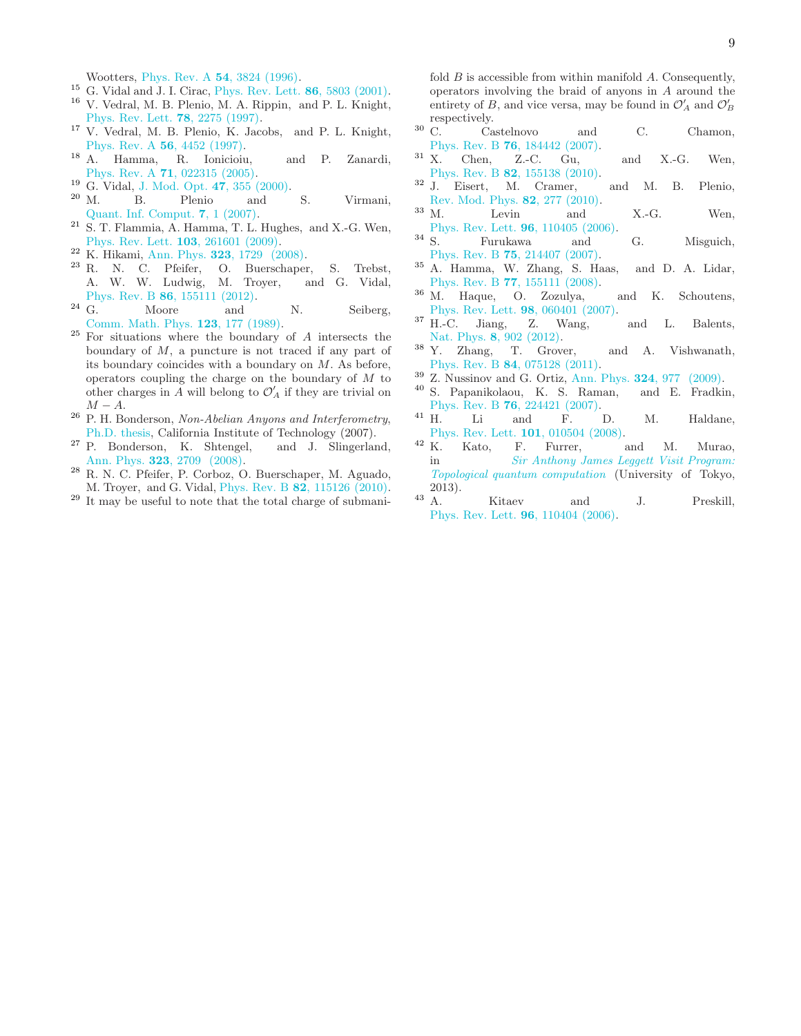Wootters, Phys. Rev. A **54**, 3824 (1996).

[15] G. Vidal and J. I. Cirac, Phys. Rev. Lett. **86**, 5803 (2001).

[16] V. Vedral, M. B. Plenio, M. A. Rippin, and P. L. Knight, Phys. Rev. Lett. **78**, 2275 (1997).

[17] V. Vedral, M. B. Plenio, K. Jacobs, and P. L. Knight, Phys. Rev. A **56**, 4452 (1997).

[18] A. Hamma, R. Ionicioiu, and P. Zanardi, Phys. Rev. A **71**, 022315 (2005).

[19] G. Vidal, J. Mod. Opt. **47**, 355 (2000).

[20] M. B. Plenio and S. Virmani, Quant. Inf. Comput. **7**, 1 (2007).

[21] S. T. Flammia, A. Hamma, T. L. Hughes, and X.-G. Wen, Phys. Rev. Lett. **103**, 261601 (2009).

[22] K. Hikami, Ann. Phys. **323**, 1729 (2008).

[23] R. N. C. Pfeifer, O. Buerschaper, S. Trebst, A. W. W. Ludwig, M. Troyer, and G. Vidal, Phys. Rev. B **86**, 155111 (2012).

[24] G. Moore and N. Seiberg, Comm. Math. Phys. **123**, 177 (1989).

[25] For situations where the boundary of $A$ intersects the boundary of $M$, a puncture is not traced if any part of its boundary coincides with a boundary on $M$. As before, operators coupling the charge on the boundary of $M$ to other charges in $A$ will belong to $\mathcal{O}'_A$ if they are trivial on $M-A$.

[26] P. H. Bonderson, *Non-Abelian Anyons and Interferometry*, Ph.D. thesis, California Institute of Technology (2007).

[27] P. Bonderson, K. Shtengel, and J. Slingerland, Ann. Phys. **323**, 2709 (2008).

[28] R. N. C. Pfeifer, P. Corboz, O. Buerschaper, M. Aguado, M. Troyer, and G. Vidal, Phys. Rev. B **82**, 115126 (2010).

[29] It may be useful to note that the total charge of submanifold $B$ is accessible from within manifold $A$. Consequently, operators involving the braid of anyons in $A$ around the entirety of $B$, and vice versa, may be found in $\mathcal{O}'_A$ and $\mathcal{O}'_B$ respectively.

[30] C. Castelnovo and C. Chamon, Phys. Rev. B **76**, 184442 (2007).

[31] X. Chen, Z.-C. Gu, and X.-G. Wen, Phys. Rev. B **82**, 155138 (2010).

[32] J. Eisert, M. Cramer, and M. B. Plenio, Rev. Mod. Phys. **82**, 277 (2010).

[33] M. Levin and X.-G. Wen, Phys. Rev. Lett. **96**, 110405 (2006).

[34] S. Furukawa and G. Misguich, Phys. Rev. B **75**, 214407 (2007).

[35] A. Hamma, W. Zhang, S. Haas, and D. A. Lidar, Phys. Rev. B **77**, 155111 (2008).

[36] M. Haque, O. Zozulya, and K. Schoutens, Phys. Rev. Lett. **98**, 060401 (2007).

[37] H.-C. Jiang, Z. Wang, and L. Balents, Nat. Phys. **8**, 902 (2012).

[38] Y. Zhang, T. Grover, and A. Vishwanath, Phys. Rev. B **84**, 075128 (2011).

[39] Z. Nussinov and G. Ortiz, Ann. Phys. **324**, 977 (2009).

[40] S. Papanikolaou, K. S. Raman, and E. Fradkin, Phys. Rev. B **76**, 224421 (2007).

[41] H. Li and F. D. M. Haldane, Phys. Rev. Lett. **101**, 010504 (2008).

[42] K. Kato, F. Furrer, and M. Murao, in *Sir Anthony James Leggett Visit Program: Topological quantum computation* (University of Tokyo, 2013).

[43] A. Kitaev and J. Preskill, Phys. Rev. Lett. **96**, 110404 (2006).